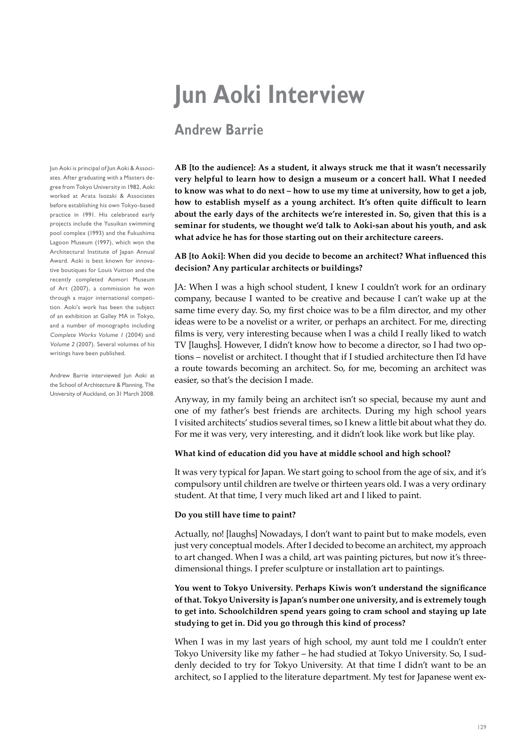# Jun Aoki Interview

## Andrew Barrie

Jun Aoki is principal of Jun Aoki & Associates. After graduating with a Masters degree from Tokyo University in 1982, Aoki worked at Arata Isozaki & Associates before establishing his own Tokyo-based practice in 1991. His celebrated early projects include the Yusuikan swimming pool complex (1993) and the Fukushima Lagoon Museum (1997), which won the Architectural Institute of Japan Annual Award. Aoki is best known for innovative boutiques for Louis Vuitton and the recently completed Aomori Museum of Art (2007), a commission he won through a major international competition. Aoki's work has been the subject of an exhibition at Galley MA in Tokyo, and a number of monographs including *Complete Works Volume 1* (2004) and *Volume 2* (2007). Several volumes of his writings have been published.

Andrew Barrie interviewed Jun Aoki at the School of Architecture & Planning, The University of Auckland, on 31 March 2008.

**AB [to the audience]: As a student, it always struck me that it wasn't necessarily very helpful to learn how to design a museum or a concert hall. What I needed to know was what to do next – how to use my time at university, how to get a job, how to establish myself as a young architect. It's often quite difficult to learn about the early days of the architects we're interested in. So, given that this is a seminar for students, we thought we'd talk to Aoki-san about his youth, and ask what advice he has for those starting out on their architecture careers.**

**AB [to Aoki]: When did you decide to become an architect? What influenced this decision? Any particular architects or buildings?**

JA: When I was a high school student, I knew I couldn't work for an ordinary company, because I wanted to be creative and because I can't wake up at the same time every day. So, my first choice was to be a film director, and my other ideas were to be a novelist or a writer, or perhaps an architect. For me, directing films is very, very interesting because when I was a child I really liked to watch TV [laughs]. However, I didn't know how to become a director, so I had two options – novelist or architect. I thought that if I studied architecture then I'd have a route towards becoming an architect. So, for me, becoming an architect was easier, so that's the decision I made.

Anyway, in my family being an architect isn't so special, because my aunt and one of my father's best friends are architects. During my high school years I visited architects' studios several times, so I knew a little bit about what they do. For me it was very, very interesting, and it didn't look like work but like play.

**What kind of education did you have at middle school and high school?**

It was very typical for Japan. We start going to school from the age of six, and it's compulsory until children are twelve or thirteen years old. I was a very ordinary student. At that time, I very much liked art and I liked to paint.

**Do you still have time to paint?**

Actually, no! [laughs] Nowadays, I don't want to paint but to make models, even just very conceptual models. After I decided to become an architect, my approach to art changed. When I was a child, art was painting pictures, but now it's three-dimensional things. I prefer sculpture or installation art to paintings.

**You went to Tokyo University. Perhaps Kiwis won't understand the significance of that. Tokyo University is Japan's number one university, and is extremely tough to get into. Schoolchildren spend years going to cram school and staying up late studying to get in. Did you go through this kind of process?**

When I was in my last years of high school, my aunt told me I couldn't enter Tokyo University like my father – he had studied at Tokyo University. So, I suddenly decided to try for Tokyo University. At that time I didn't want to be an architect, so I applied to the literature department. My test for Japanese went ex-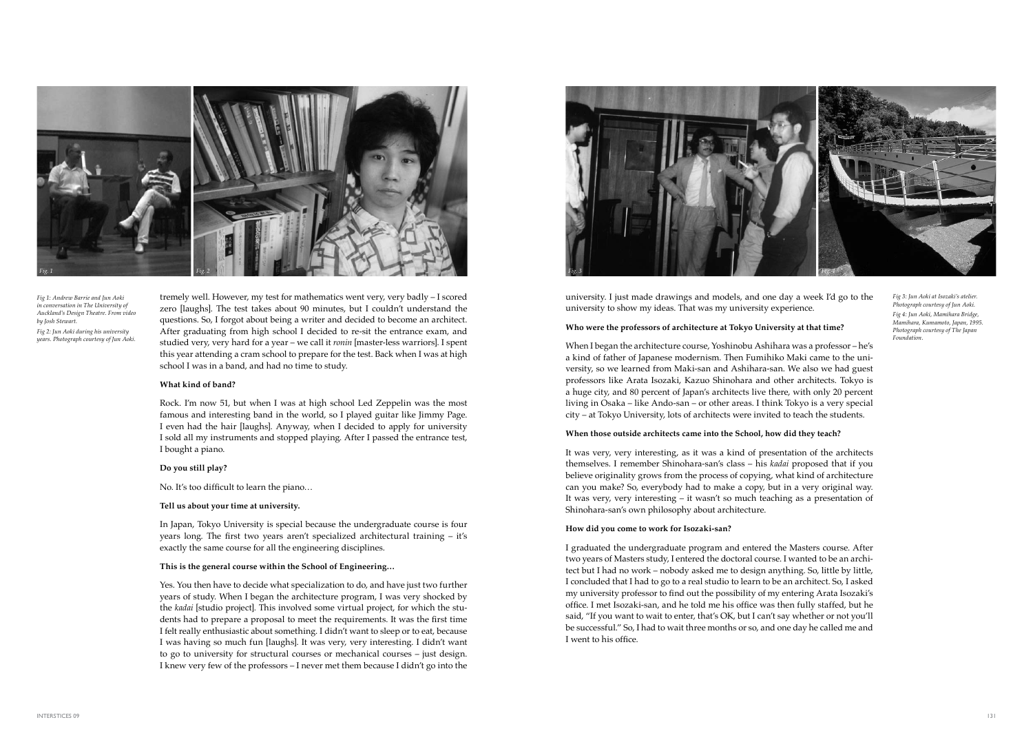Fig 1: Andrew Barrie and Jun Aoki in conversation in The University of Auckland's Design Theatre. From video by Josh Stewart.

Fig 2: Jun Aoki during his university years. Photograph courtesy of Jun Aoki.

tremely well. However, my test for mathematics went very, very badly – I scored zero [laughs]. The test takes about 90 minutes, but I couldn't understand the questions. So, I forgot about being a writer and decided to become an architect. After graduating from high school I decided to re-sit the entrance exam, and studied very, very hard for a year – we call it *ronin* [master-less warriors]. I spent this year attending a cram school to prepare for the test. Back when I was at high school I was in a band, and had no time to study.

**What kind of band?**

Rock. I'm now 51, but when I was at high school Led Zeppelin was the most famous and interesting band in the world, so I played guitar like Jimmy Page. I even had the hair [laughs]. Anyway, when I decided to apply for university I sold all my instruments and stopped playing. After I passed the entrance test, I bought a piano.

**Do you still play?**

No. It's too difficult to learn the piano…

**Tell us about your time at university.**

In Japan, Tokyo University is special because the undergraduate course is four years long. The first two years aren't specialized architectural training – it's exactly the same course for all the engineering disciplines.

**This is the general course within the School of Engineering…**

Yes. You then have to decide what specialization to do, and have just two further years of study. When I began the architecture program, I was very shocked by the *kadai* [studio project]. This involved some virtual project, for which the students had to prepare a proposal to meet the requirements. It was the first time I felt really enthusiastic about something. I didn't want to sleep or to eat, because I was having so much fun [laughs]. It was very, very interesting. I didn't want to go to university for structural courses or mechanical courses – just design. I knew very few of the professors – I never met them because I didn't go into the university. I just made drawings and models, and one day a week I'd go to the university to show my ideas. That was my university experience.

**Who were the professors of architecture at Tokyo University at that time?**

When I began the architecture course, Yoshinobu Ashihara was a professor – he's a kind of father of Japanese modernism. Then Fumihiko Maki came to the university, so we learned from Maki-san and Ashihara-san. We also we had guest professors like Arata Isozaki, Kazuo Shinohara and other architects. Tokyo is a huge city, and 80 percent of Japan's architects live there, with only 20 percent living in Osaka – like Ando-san – or other areas. I think Tokyo is a very special city – at Tokyo University, lots of architects were invited to teach the students.

**When those outside architects came into the School, how did they teach?**

It was very, very interesting, as it was a kind of presentation of the architects themselves. I remember Shinohara-san's class – his *kadai* proposed that if you believe originality grows from the process of copying, what kind of architecture can you make? So, everybody had to make a copy, but in a very original way. It was very, very interesting – it wasn't so much teaching as a presentation of Shinohara-san's own philosophy about architecture.

**How did you come to work for Isozaki-san?**

I graduated the undergraduate program and entered the Masters course. After two years of Masters study, I entered the doctoral course. I wanted to be an architect but I had no work – nobody asked me to design anything. So, little by little, I concluded that I had to go to a real studio to learn to be an architect. So, I asked my university professor to find out the possibility of my entering Arata Isozaki's office. I met Isozaki-san, and he told me his office was then fully staffed, but he said, "If you want to wait to enter, that's OK, but I can't say whether or not you'll be successful." So, I had to wait three months or so, and one day he called me and I went to his office.

Fig 3: Jun Aoki at Isozaki's atelier. Photograph courtesy of Jun Aoki.

Fig 4: Jun Aoki, Mamihara Bridge, Mamihara, Kumamoto, Japan, 1995. Photograph courtesy of The Japan Foundation.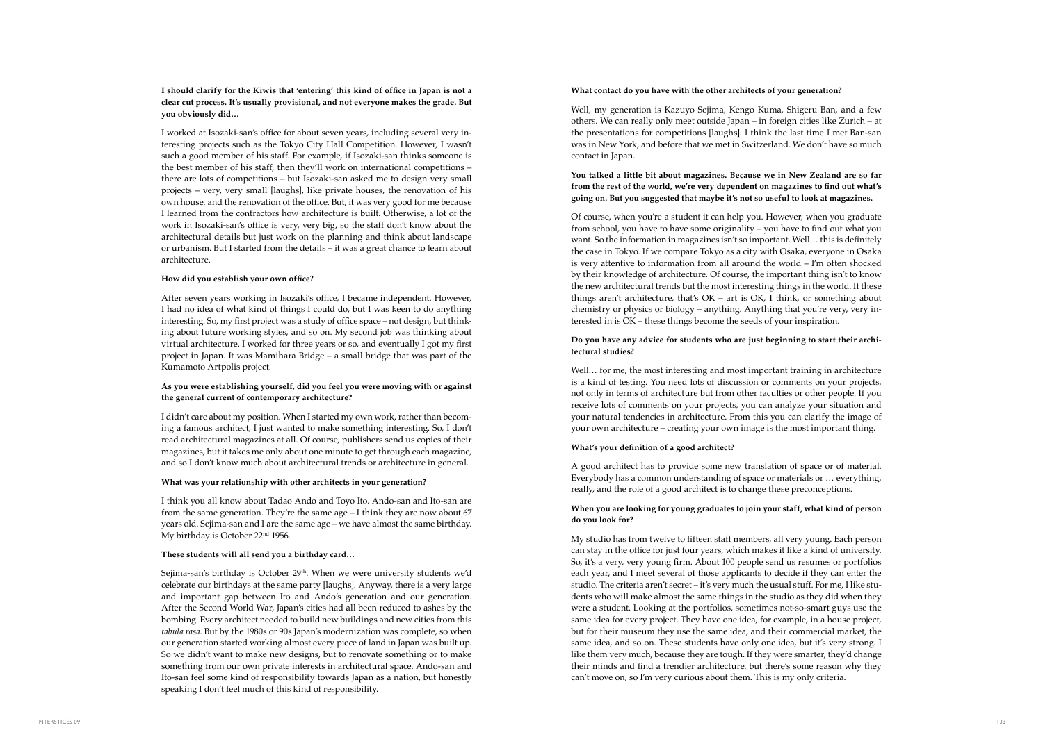**I should clarify for the Kiwis that 'entering' this kind of office in Japan is not a clear cut process. It's usually provisional, and not everyone makes the grade. But you obviously did…**

I worked at Isozaki-san's office for about seven years, including several very interesting projects such as the Tokyo City Hall Competition. However, I wasn't such a good member of his staff. For example, if Isozaki-san thinks someone is the best member of his staff, then they'll work on international competitions – there are lots of competitions – but Isozaki-san asked me to design very small projects – very, very small [laughs], like private houses, the renovation of his own house, and the renovation of the office. But, it was very good for me because I learned from the contractors how architecture is built. Otherwise, a lot of the work in Isozaki-san's office is very, very big, so the staff don't know about the architectural details but just work on the planning and think about landscape or urbanism. But I started from the details – it was a great chance to learn about architecture.

**How did you establish your own office?**

After seven years working in Isozaki's office, I became independent. However, I had no idea of what kind of things I could do, but I was keen to do anything interesting. So, my first project was a study of office space – not design, but thinking about future working styles, and so on. My second job was thinking about virtual architecture. I worked for three years or so, and eventually I got my first project in Japan. It was Mamihara Bridge – a small bridge that was part of the Kumamoto Artpolis project.

**As you were establishing yourself, did you feel you were moving with or against the general current of contemporary architecture?**

I didn't care about my position. When I started my own work, rather than becoming a famous architect, I just wanted to make something interesting. So, I don't read architectural magazines at all. Of course, publishers send us copies of their magazines, but it takes me only about one minute to get through each magazine, and so I don't know much about architectural trends or architecture in general.

**What was your relationship with other architects in your generation?**

I think you all know about Tadao Ando and Toyo Ito. Ando-san and Ito-san are from the same generation. They're the same age – I think they are now about 67 years old. Sejima-san and I are the same age – we have almost the same birthday. My birthday is October 22nd 1956.

**These students will all send you a birthday card…**

Sejima-san's birthday is October 29th. When we were university students we'd celebrate our birthdays at the same party [laughs]. Anyway, there is a very large and important gap between Ito and Ando's generation and our generation. After the Second World War, Japan's cities had all been reduced to ashes by the bombing. Every architect needed to build new buildings and new cities from this *tabula rasa*. But by the 1980s or 90s Japan's modernization was complete, so when our generation started working almost every piece of land in Japan was built up. So we didn't want to make new designs, but to renovate something or to make something from our own private interests in architectural space. Ando-san and Ito-san feel some kind of responsibility towards Japan as a nation, but honestly speaking I don't feel much of this kind of responsibility.

**What contact do you have with the other architects of your generation?**

Well, my generation is Kazuyo Sejima, Kengo Kuma, Shigeru Ban, and a few others. We can really only meet outside Japan – in foreign cities like Zurich – at the presentations for competitions [laughs]. I think the last time I met Ban-san was in New York, and before that we met in Switzerland. We don't have so much contact in Japan.

**You talked a little bit about magazines. Because we in New Zealand are so far from the rest of the world, we're very dependent on magazines to find out what's going on. But you suggested that maybe it's not so useful to look at magazines.**

Of course, when you're a student it can help you. However, when you graduate from school, you have to have some originality – you have to find out what you want. So the information in magazines isn't so important. Well… this is definitely the case in Tokyo. If we compare Tokyo as a city with Osaka, everyone in Osaka is very attentive to information from all around the world – I'm often shocked by their knowledge of architecture. Of course, the important thing isn't to know the new architectural trends but the most interesting things in the world. If these things aren't architecture, that's OK – art is OK, I think, or something about chemistry or physics or biology – anything. Anything that you're very, very interested in is OK – these things become the seeds of your inspiration.

**Do you have any advice for students who are just beginning to start their architectural studies?**

Well… for me, the most interesting and most important training in architecture is a kind of testing. You need lots of discussion or comments on your projects, not only in terms of architecture but from other faculties or other people. If you receive lots of comments on your projects, you can analyze your situation and your natural tendencies in architecture. From this you can clarify the image of your own architecture – creating your own image is the most important thing.

**What's your definition of a good architect?**

A good architect has to provide some new translation of space or of material. Everybody has a common understanding of space or materials or … everything, really, and the role of a good architect is to change these preconceptions.

**When you are looking for young graduates to join your staff, what kind of person do you look for?**

My studio has from twelve to fifteen staff members, all very young. Each person can stay in the office for just four years, which makes it like a kind of university. So, it's a very, very young firm. About 100 people send us resumes or portfolios each year, and I meet several of those applicants to decide if they can enter the studio. The criteria aren't secret – it's very much the usual stuff. For me, I like students who will make almost the same things in the studio as they did when they were a student. Looking at the portfolios, sometimes not-so-smart guys use the same idea for every project. They have one idea, for example, in a house project, but for their museum they use the same idea, and their commercial market, the same idea, and so on. These students have only one idea, but it's very strong. I like them very much, because they are tough. If they were smarter, they'd change their minds and find a trendier architecture, but there's some reason why they can't move on, so I'm very curious about them. This is my only criteria.